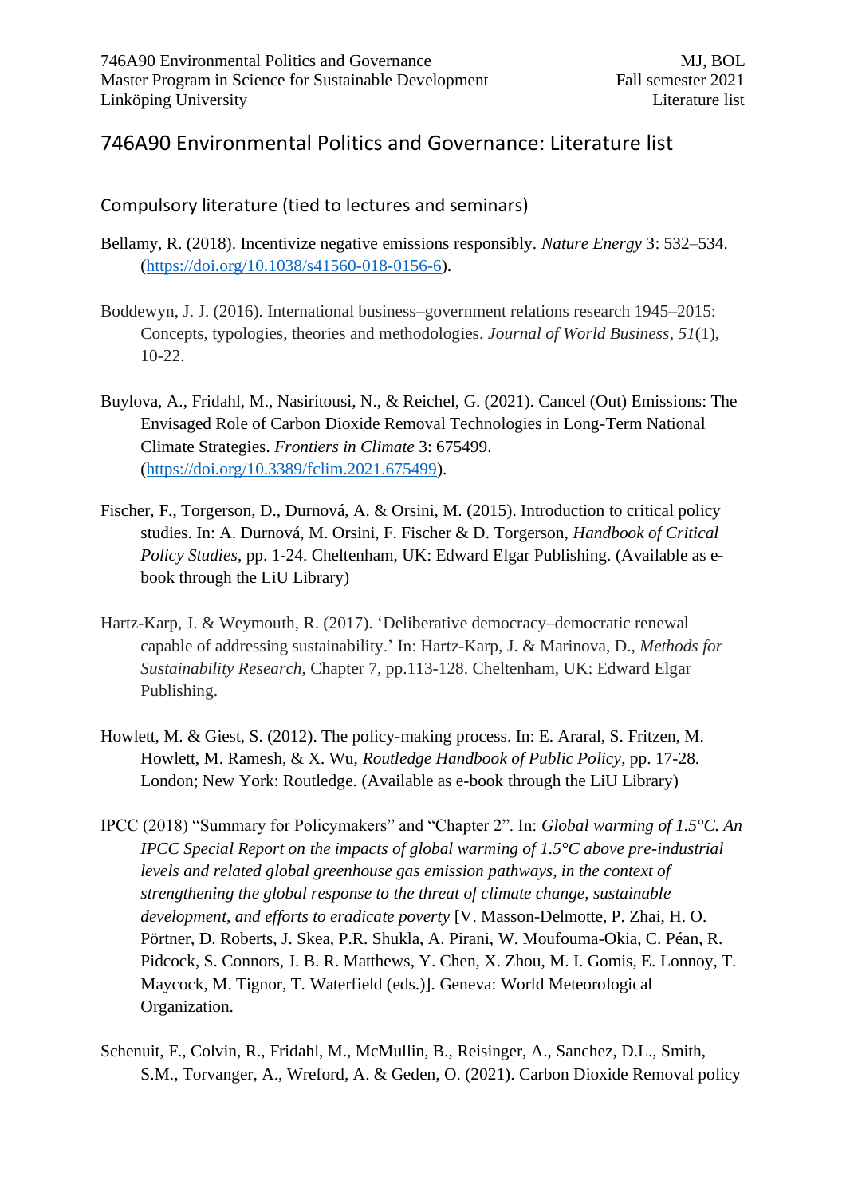# 746A90 Environmental Politics and Governance: Literature list

## Compulsory literature (tied to lectures and seminars)

Bellamy, R. (2018). Incentivize negative emissions responsibly. *Nature Energy* 3: 532–534. (https://doi.org/10.1038/s41560-018-0156-6).

Boddewyn, J. J. (2016). International business–government relations research 1945–2015: Concepts, typologies, theories and methodologies. *Journal of World Business*, *51*(1), 10-22.

Buylova, A., Fridahl, M., Nasiritousi, N., & Reichel, G. (2021). Cancel (Out) Emissions: The Envisaged Role of Carbon Dioxide Removal Technologies in Long-Term National Climate Strategies. *Frontiers in Climate* 3: 675499. (https://doi.org/10.3389/fclim.2021.675499).

Fischer, F., Torgerson, D., Durnová, A. & Orsini, M. (2015). Introduction to critical policy studies. In: A. Durnová, M. Orsini, F. Fischer & D. Torgerson, *Handbook of Critical Policy Studies*, pp. 1-24. Cheltenham, UK: Edward Elgar Publishing. (Available as e-book through the LiU Library)

Hartz-Karp, J. & Weymouth, R. (2017). 'Deliberative democracy–democratic renewal capable of addressing sustainability.' In: Hartz-Karp, J. & Marinova, D., *Methods for Sustainability Research*, Chapter 7, pp.113-128. Cheltenham, UK: Edward Elgar Publishing.

Howlett, M. & Giest, S. (2012). The policy-making process. In: E. Araral, S. Fritzen, M. Howlett, M. Ramesh, & X. Wu, *Routledge Handbook of Public Policy*, pp. 17-28. London; New York: Routledge. (Available as e-book through the LiU Library)

IPCC (2018) "Summary for Policymakers" and "Chapter 2". In: *Global warming of 1.5°C. An IPCC Special Report on the impacts of global warming of 1.5°C above pre-industrial levels and related global greenhouse gas emission pathways, in the context of strengthening the global response to the threat of climate change, sustainable development, and efforts to eradicate poverty* [V. Masson-Delmotte, P. Zhai, H. O. Pörtner, D. Roberts, J. Skea, P.R. Shukla, A. Pirani, W. Moufouma-Okia, C. Péan, R. Pidcock, S. Connors, J. B. R. Matthews, Y. Chen, X. Zhou, M. I. Gomis, E. Lonnoy, T. Maycock, M. Tignor, T. Waterfield (eds.)]. Geneva: World Meteorological Organization.

Schenuit, F., Colvin, R., Fridahl, M., McMullin, B., Reisinger, A., Sanchez, D.L., Smith, S.M., Torvanger, A., Wreford, A. & Geden, O. (2021). Carbon Dioxide Removal policy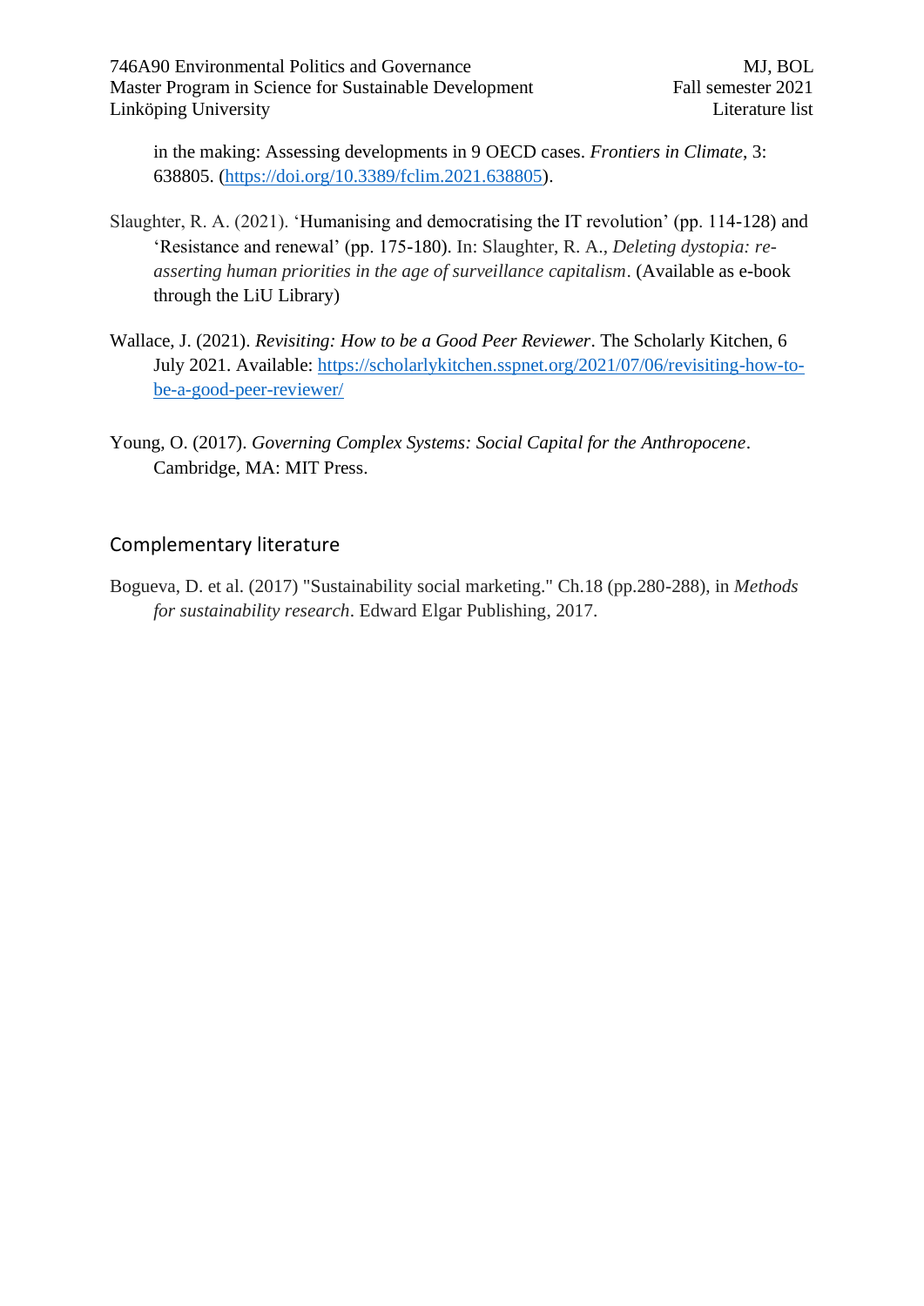in the making: Assessing developments in 9 OECD cases. *Frontiers in Climate*, 3: 638805. (https://doi.org/10.3389/fclim.2021.638805).

Slaughter, R. A. (2021). 'Humanising and democratising the IT revolution' (pp. 114-128) and 'Resistance and renewal' (pp. 175-180). In: Slaughter, R. A., *Deleting dystopia: re-asserting human priorities in the age of surveillance capitalism*. (Available as e-book through the LiU Library)

Wallace, J. (2021). *Revisiting: How to be a Good Peer Reviewer*. The Scholarly Kitchen, 6 July 2021. Available: https://scholarlykitchen.sspnet.org/2021/07/06/revisiting-how-to-be-a-good-peer-reviewer/

Young, O. (2017). *Governing Complex Systems: Social Capital for the Anthropocene*. Cambridge, MA: MIT Press.

## Complementary literature

Bogueva, D. et al. (2017) "Sustainability social marketing." Ch.18 (pp.280-288), in *Methods for sustainability research*. Edward Elgar Publishing, 2017.